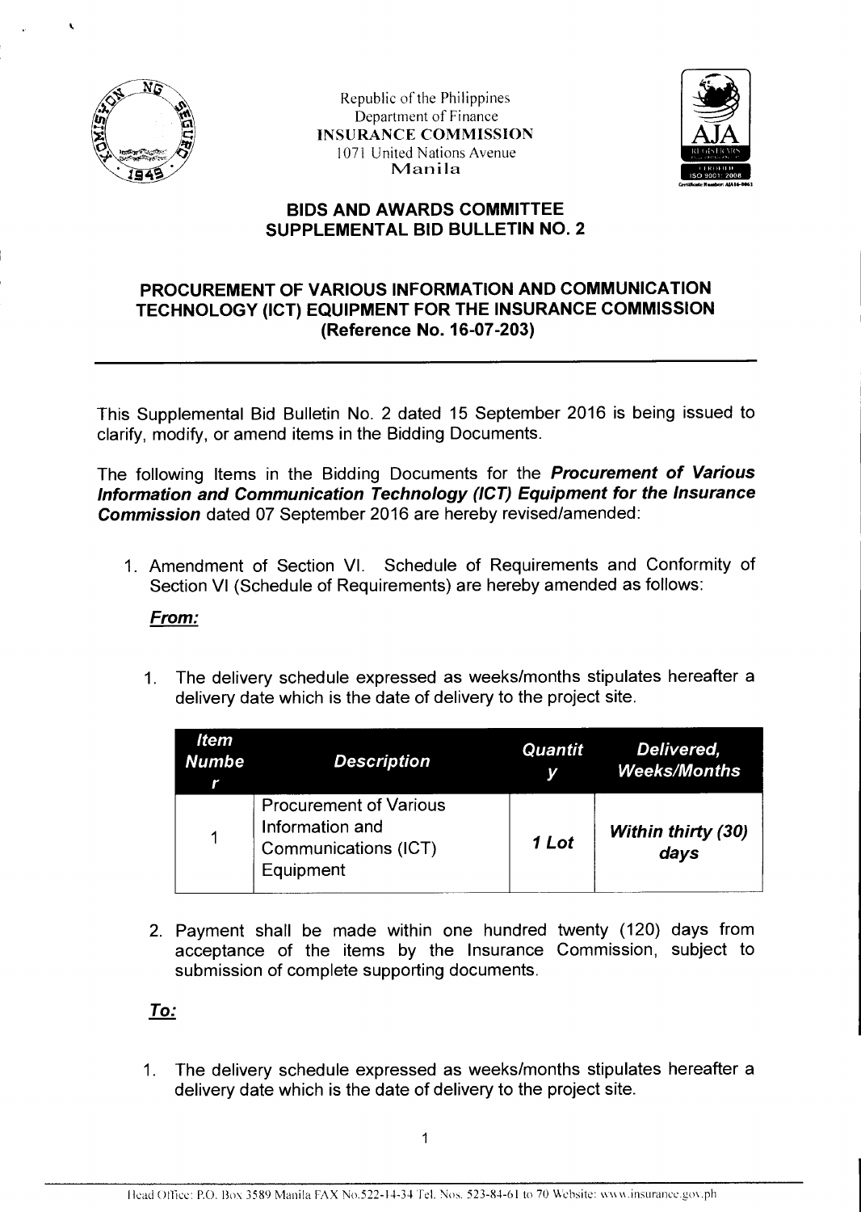Republic of the Philippines
Department of Finance
**INSURANCE COMMISSION**
1071 United Nations Avenue
Manila

## BIDS AND AWARDS COMMITTEE
## SUPPLEMENTAL BID BULLETIN NO. 2

## PROCUREMENT OF VARIOUS INFORMATION AND COMMUNICATION TECHNOLOGY (ICT) EQUIPMENT FOR THE INSURANCE COMMISSION (Reference No. 16-07-203)

---

This Supplemental Bid Bulletin No. 2 dated 15 September 2016 is being issued to clarify, modify, or amend items in the Bidding Documents.

The following Items in the Bidding Documents for the ***Procurement of Various Information and Communication Technology (ICT) Equipment for the Insurance Commission*** dated 07 September 2016 are hereby revised/amended:

1. Amendment of Section VI. Schedule of Requirements and Conformity of Section VI (Schedule of Requirements) are hereby amended as follows:

***From:***

1. The delivery schedule expressed as weeks/months stipulates hereafter a delivery date which is the date of delivery to the project site.

| *Item Number* | *Description* | *Quantity* | *Delivered, Weeks/Months* |
|---|---|---|---|
| 1 | Procurement of Various Information and Communications (ICT) Equipment | *1 Lot* | ***Within thirty (30) days*** |

2. Payment shall be made within one hundred twenty (120) days from acceptance of the items by the Insurance Commission, subject to submission of complete supporting documents.

***To:***

1. The delivery schedule expressed as weeks/months stipulates hereafter a delivery date which is the date of delivery to the project site.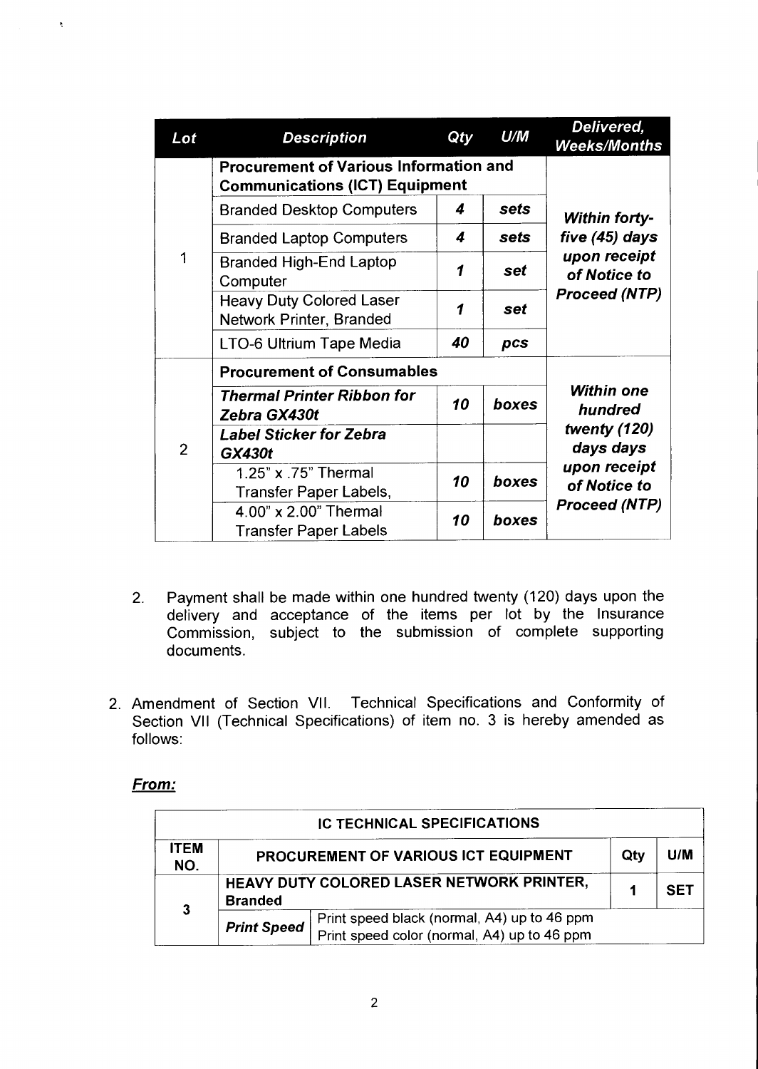| ***Lot*** | ***Description*** | ***Qty*** | ***U/M*** | ***Delivered, Weeks/Months*** |
|---|---|---|---|---|
| 1 | **Procurement of Various Information and Communications (ICT) Equipment** | | | ***Within forty-five (45) days upon receipt of Notice to Proceed (NTP)*** |
| | Branded Desktop Computers | ***4*** | ***sets*** | |
| | Branded Laptop Computers | ***4*** | ***sets*** | |
| | Branded High-End Laptop Computer | ***1*** | ***set*** | |
| | Heavy Duty Colored Laser Network Printer, Branded | ***1*** | ***set*** | |
| | LTO-6 Ultrium Tape Media | ***40*** | ***pcs*** | |
| 2 | **Procurement of Consumables** | | | ***Within one hundred twenty (120) days days upon receipt of Notice to Proceed (NTP)*** |
| | ***Thermal Printer Ribbon for Zebra GX430t*** | ***10*** | ***boxes*** | |
| | ***Label Sticker for Zebra GX430t*** | | | |
| | 1.25" x .75" Thermal Transfer Paper Labels, | ***10*** | ***boxes*** | |
| | 4.00" x 2.00" Thermal Transfer Paper Labels | ***10*** | ***boxes*** | |

2. Payment shall be made within one hundred twenty (120) days upon the delivery and acceptance of the items per lot by the Insurance Commission, subject to the submission of complete supporting documents.

2. Amendment of Section VII. Technical Specifications and Conformity of Section VII (Technical Specifications) of item no. 3 is hereby amended as follows:

***From:***

| **IC TECHNICAL SPECIFICATIONS** | | | | |
|---|---|---|---|---|
| **ITEM NO.** | **PROCUREMENT OF VARIOUS ICT EQUIPMENT** | | **Qty** | **U/M** |
| **3** | **HEAVY DUTY COLORED LASER NETWORK PRINTER, Branded** | | **1** | **SET** |
| | ***Print Speed*** | Print speed black (normal, A4) up to 46 ppm<br>Print speed color (normal, A4) up to 46 ppm | | |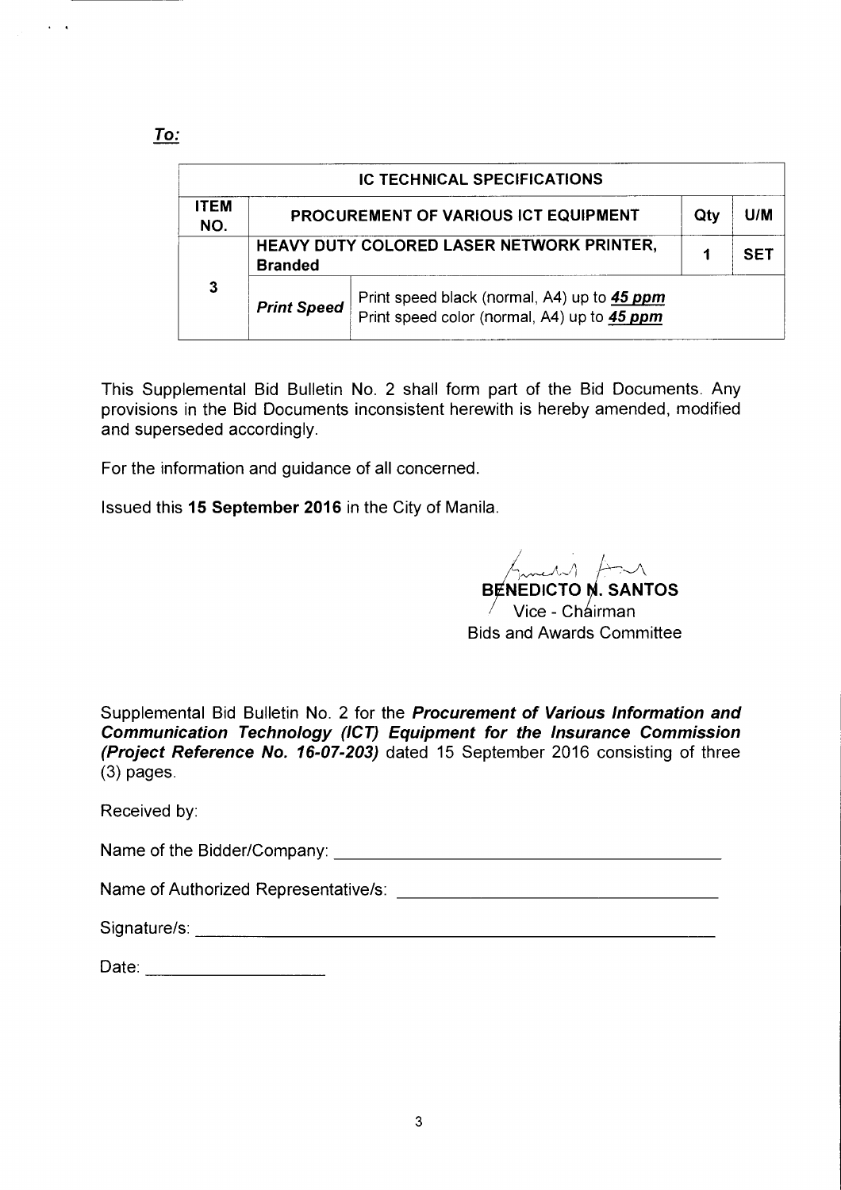***To:***

| IC TECHNICAL SPECIFICATIONS | | | | |
|---|---|---|---|---|
| **ITEM NO.** | **PROCUREMENT OF VARIOUS ICT EQUIPMENT** | | **Qty** | **U/M** |
| **3** | **HEAVY DUTY COLORED LASER NETWORK PRINTER, Branded** | | **1** | **SET** |
| | ***Print Speed*** | Print speed black (normal, A4) up to ***45 ppm***<br>Print speed color (normal, A4) up to ***45 ppm*** | | |

This Supplemental Bid Bulletin No. 2 shall form part of the Bid Documents. Any provisions in the Bid Documents inconsistent herewith is hereby amended, modified and superseded accordingly.

For the information and guidance of all concerned.

Issued this **15 September 2016** in the City of Manila.

**BENEDICTO N. SANTOS**
Vice - Chairman
Bids and Awards Committee

Supplemental Bid Bulletin No. 2 for the ***Procurement of Various Information and Communication Technology (ICT) Equipment for the Insurance Commission (Project Reference No. 16-07-203)*** dated 15 September 2016 consisting of three (3) pages.

Received by:

Name of the Bidder/Company: ________________________________________

Name of Authorized Representative/s: ________________________________

Signature/s: _______________________________________________________

Date: ____________________